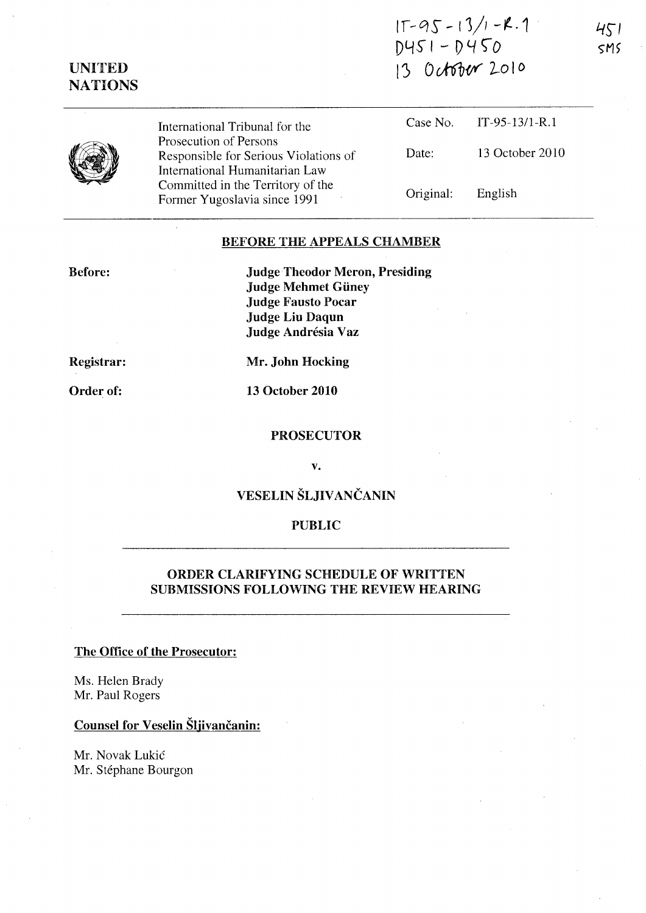IT-95-13/1-R.1
D451 - D450
13 October 2010

451
SMS

UNITED NATIONS

| International Tribunal for the Prosecution of Persons Responsible for Serious Violations of International Humanitarian Law Committed in the Territory of the Former Yugoslavia since 1991 | Case No. | IT-95-13/1-R.1 |
|---|---|---|
| | Date: | 13 October 2010 |
| | Original: | English |

**BEFORE THE APPEALS CHAMBER**

**Before:**

**Judge Theodor Meron, Presiding**
**Judge Mehmet Güney**
**Judge Fausto Pocar**
**Judge Liu Daqun**
**Judge Andrésia Vaz**

**Registrar:** **Mr. John Hocking**

**Order of:** **13 October 2010**

**PROSECUTOR**

**v.**

**VESELIN ŠLJIVANČANIN**

**PUBLIC**

**ORDER CLARIFYING SCHEDULE OF WRITTEN SUBMISSIONS FOLLOWING THE REVIEW HEARING**

**The Office of the Prosecutor:**

Ms. Helen Brady
Mr. Paul Rogers

**Counsel for Veselin Šljivančanin:**

Mr. Novak Lukić
Mr. Stéphane Bourgon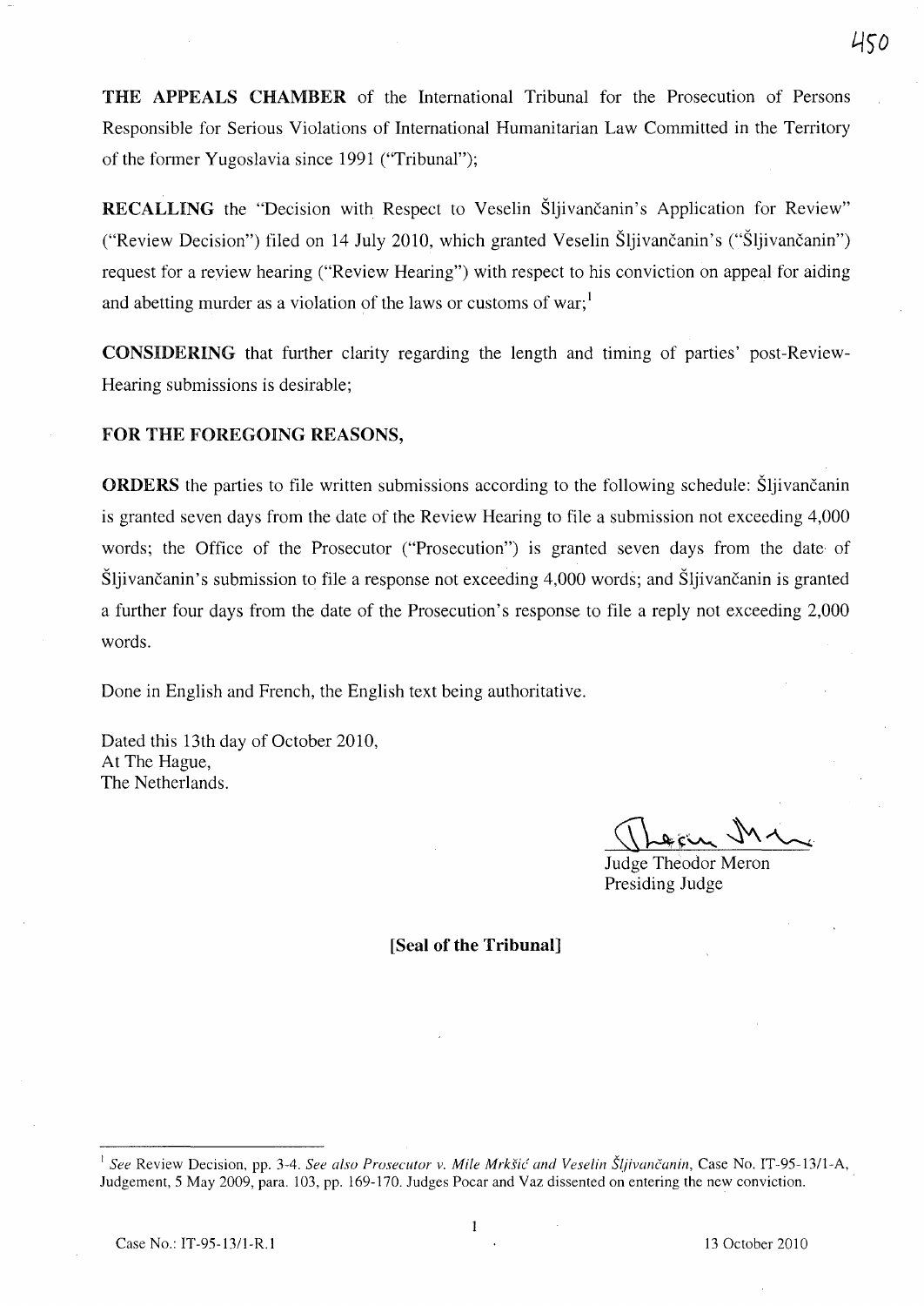**THE APPEALS CHAMBER** of the International Tribunal for the Prosecution of Persons Responsible for Serious Violations of International Humanitarian Law Committed in the Territory of the former Yugoslavia since 1991 ("Tribunal");

**RECALLING** the "Decision with Respect to Veselin Šljivančanin's Application for Review" ("Review Decision") filed on 14 July 2010, which granted Veselin Šljivančanin's ("Šljivančanin") request for a review hearing ("Review Hearing") with respect to his conviction on appeal for aiding and abetting murder as a violation of the laws or customs of war;[1]

**CONSIDERING** that further clarity regarding the length and timing of parties' post-Review-Hearing submissions is desirable;

**FOR THE FOREGOING REASONS,**

**ORDERS** the parties to file written submissions according to the following schedule: Šljivančanin is granted seven days from the date of the Review Hearing to file a submission not exceeding 4,000 words; the Office of the Prosecutor ("Prosecution") is granted seven days from the date of Šljivančanin's submission to file a response not exceeding 4,000 words; and Šljivančanin is granted a further four days from the date of the Prosecution's response to file a reply not exceeding 2,000 words.

Done in English and French, the English text being authoritative.

Dated this 13th day of October 2010,
At The Hague,
The Netherlands.

Judge Theodor Meron
Presiding Judge

**[Seal of the Tribunal]**

---

[1] *See* Review Decision, pp. 3-4. *See also Prosecutor v. Mile Mrkšić and Veselin Šljivančanin*, Case No. IT-95-13/1-A, Judgement, 5 May 2009, para. 103, pp. 169-170. Judges Pocar and Vaz dissented on entering the new conviction.